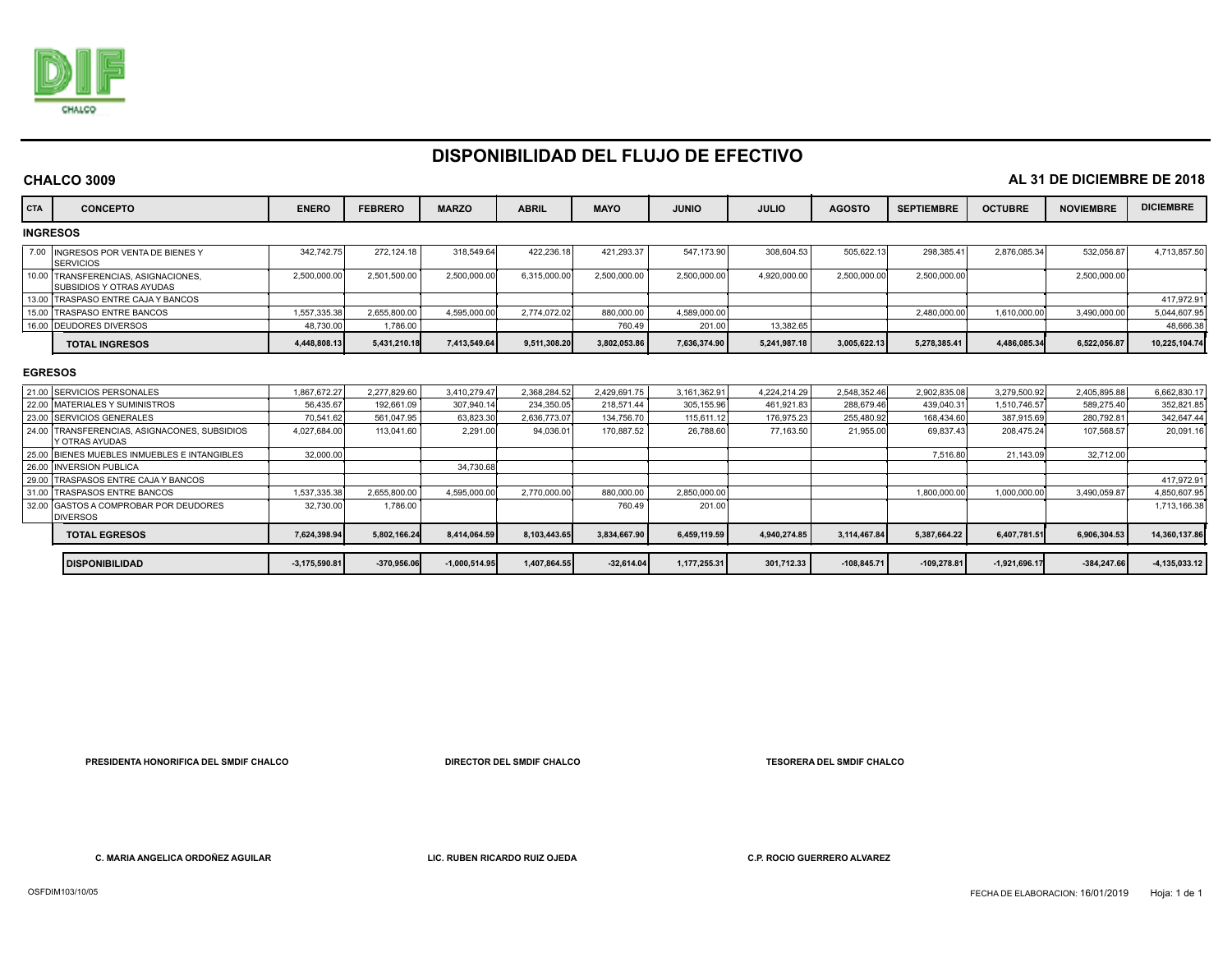# DISPONIBILIDAD DEL FLUJO DE EFECTIVO

**CHALCO 3009** **AL 31 DE DICIEMBRE DE 2018**

| CTA | CONCEPTO | ENERO | FEBRERO | MARZO | ABRIL | MAYO | JUNIO | JULIO | AGOSTO | SEPTIEMBRE | OCTUBRE | NOVIEMBRE | DICIEMBRE |
|---|---|---|---|---|---|---|---|---|---|---|---|---|---|
| **INGRESOS** | | | | | | | | | | | | | |
| 7.00 | INGRESOS POR VENTA DE BIENES Y SERVICIOS | 342,742.75 | 272,124.18 | 318,549.64 | 422,236.18 | 421,293.37 | 547,173.90 | 308,604.53 | 505,622.13 | 298,385.41 | 2,876,085.34 | 532,056.87 | 4,713,857.50 |
| 10.00 | TRANSFERENCIAS, ASIGNACIONES, SUBSIDIOS Y OTRAS AYUDAS | 2,500,000.00 | 2,501,500.00 | 2,500,000.00 | 6,315,000.00 | 2,500,000.00 | 2,500,000.00 | 4,920,000.00 | 2,500,000.00 | 2,500,000.00 | | 2,500,000.00 | |
| 13.00 | TRASPASO ENTRE CAJA Y BANCOS | | | | | | | | | | | | 417,972.91 |
| 15.00 | TRASPASO ENTRE BANCOS | 1,557,335.38 | 2,655,800.00 | 4,595,000.00 | 2,774,072.02 | 880,000.00 | 4,589,000.00 | | | 2,480,000.00 | 1,610,000.00 | 3,490,000.00 | 5,044,607.95 |
| 16.00 | DEUDORES DIVERSOS | 48,730.00 | 1,786.00 | | | 760.49 | 201.00 | 13,382.65 | | | | | 48,666.38 |
| | **TOTAL INGRESOS** | **4,448,808.13** | **5,431,210.18** | **7,413,549.64** | **9,511,308.20** | **3,802,053.86** | **7,636,374.90** | **5,241,987.18** | **3,005,622.13** | **5,278,385.41** | **4,486,085.34** | **6,522,056.87** | **10,225,104.74** |
| **EGRESOS** | | | | | | | | | | | | | |
| 21.00 | SERVICIOS PERSONALES | 1,867,672.27 | 2,277,829.60 | 3,410,279.47 | 2,368,284.52 | 2,429,691.75 | 3,161,362.91 | 4,224,214.29 | 2,548,352.46 | 2,902,835.08 | 3,279,500.92 | 2,405,895.88 | 6,662,830.17 |
| 22.00 | MATERIALES Y SUMINISTROS | 56,435.67 | 192,661.09 | 307,940.14 | 234,350.05 | 218,571.44 | 305,155.96 | 461,921.83 | 288,679.46 | 439,040.31 | 1,510,746.57 | 589,275.40 | 352,821.85 |
| 23.00 | SERVICIOS GENERALES | 70,541.62 | 561,047.95 | 63,823.30 | 2,636,773.07 | 134,756.70 | 115,611.12 | 176,975.23 | 255,480.92 | 168,434.60 | 387,915.69 | 280,792.81 | 342,647.44 |
| 24.00 | TRANSFERENCIAS, ASIGNACONES, SUBSIDIOS Y OTRAS AYUDAS | 4,027,684.00 | 113,041.60 | 2,291.00 | 94,036.01 | 170,887.52 | 26,788.60 | 77,163.50 | 21,955.00 | 69,837.43 | 208,475.24 | 107,568.57 | 20,091.16 |
| 25.00 | BIENES MUEBLES INMUEBLES E INTANGIBLES | 32,000.00 | | | | | | | | 7,516.80 | 21,143.09 | 32,712.00 | |
| 26.00 | INVERSION PUBLICA | | | 34,730.68 | | | | | | | | | |
| 29.00 | TRASPASOS ENTRE CAJA Y BANCOS | | | | | | | | | | | | 417,972.91 |
| 31.00 | TRASPASOS ENTRE BANCOS | 1,537,335.38 | 2,655,800.00 | 4,595,000.00 | 2,770,000.00 | 880,000.00 | 2,850,000.00 | | | 1,800,000.00 | 1,000,000.00 | 3,490,059.87 | 4,850,607.95 |
| 32.00 | GASTOS A COMPROBAR POR DEUDORES DIVERSOS | 32,730.00 | 1,786.00 | | | 760.49 | 201.00 | | | | | | 1,713,166.38 |
| | **TOTAL EGRESOS** | **7,624,398.94** | **5,802,166.24** | **8,414,064.59** | **8,103,443.65** | **3,834,667.90** | **6,459,119.59** | **4,940,274.85** | **3,114,467.84** | **5,387,664.22** | **6,407,781.51** | **6,906,304.53** | **14,360,137.86** |
| | **DISPONIBILIDAD** | **-3,175,590.81** | **-370,956.06** | **-1,000,514.95** | **1,407,864.55** | **-32,614.04** | **1,177,255.31** | **301,712.33** | **-108,845.71** | **-109,278.81** | **-1,921,696.17** | **-384,247.66** | **-4,135,033.12** |

**PRESIDENTA HONORIFICA DEL SMDIF CHALCO** — **C. MARIA ANGELICA ORDOÑEZ AGUILAR**

**DIRECTOR DEL SMDIF CHALCO** — **LIC. RUBEN RICARDO RUIZ OJEDA**

**TESORERA DEL SMDIF CHALCO** — **C.P. ROCIO GUERRERO ALVAREZ**

OSFDIM103/10/05

FECHA DE ELABORACION: 16/01/2019 Hoja: 1 de 1